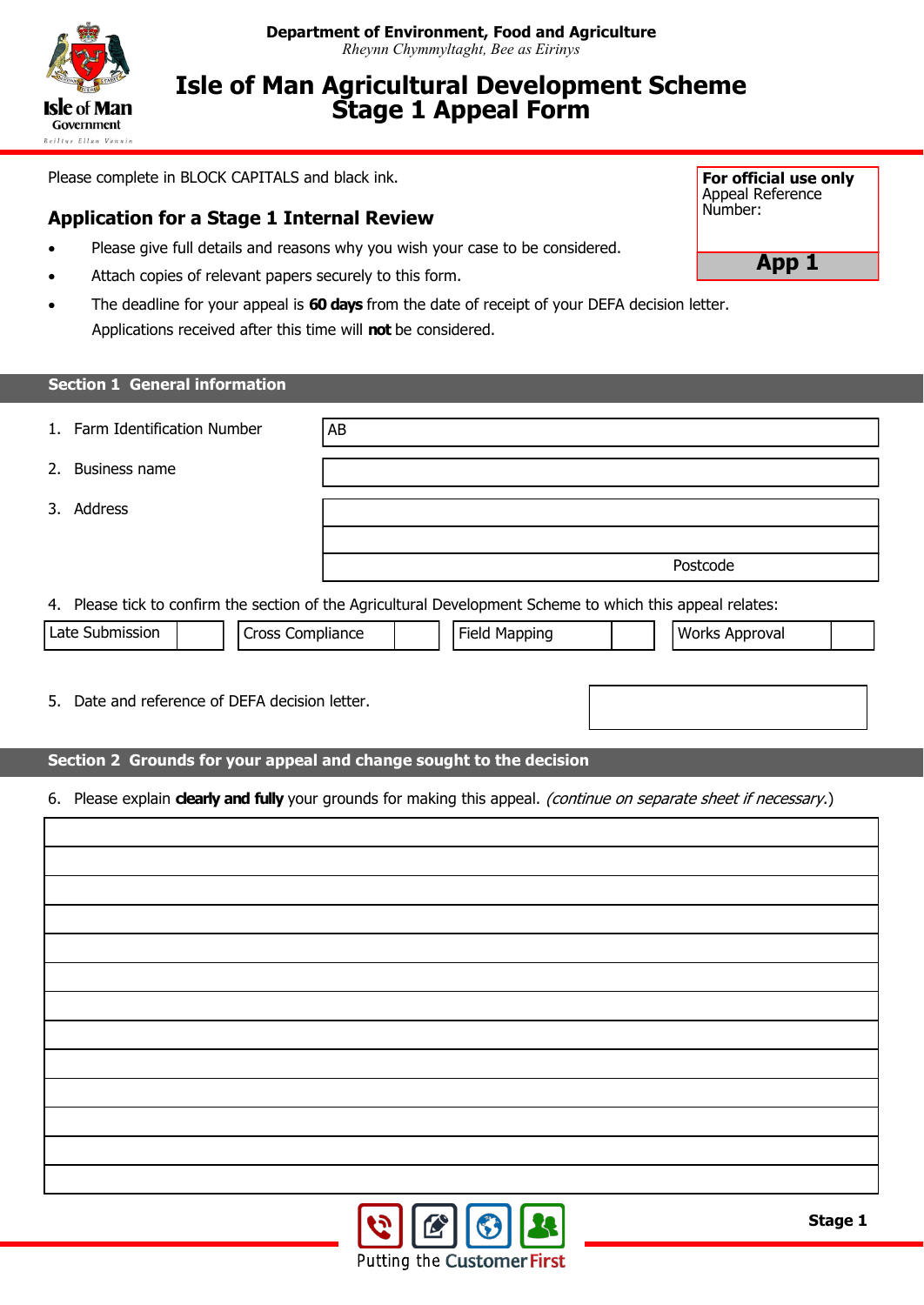**Department of Environment, Food and Agriculture**
*Rheynn Chymmyltaght, Bee as Eirinys*

# Isle of Man Agricultural Development Scheme Stage 1 Appeal Form

Please complete in BLOCK CAPITALS and black ink.

| **For official use only** Appeal Reference Number: |
|---|
| **App 1** |

## Application for a Stage 1 Internal Review

- Please give full details and reasons why you wish your case to be considered.
- Attach copies of relevant papers securely to this form.
- The deadline for your appeal is **60 days** from the date of receipt of your DEFA decision letter. Applications received after this time will **not** be considered.

## Section 1 General information

| | |
|---|---|
| 1. Farm Identification Number | AB |
| 2. Business name | |
| 3. Address | |
| | |
| | Postcode |

4. Please tick to confirm the section of the Agricultural Development Scheme to which this appeal relates:

| Late Submission | | Cross Compliance | | Field Mapping | | Works Approval | |
|---|---|---|---|---|---|---|---|

5. Date and reference of DEFA decision letter.

## Section 2 Grounds for your appeal and change sought to the decision

6. Please explain **clearly and fully** your grounds for making this appeal. *(continue on separate sheet if necessary.)*

Putting the Customer First

**Stage 1**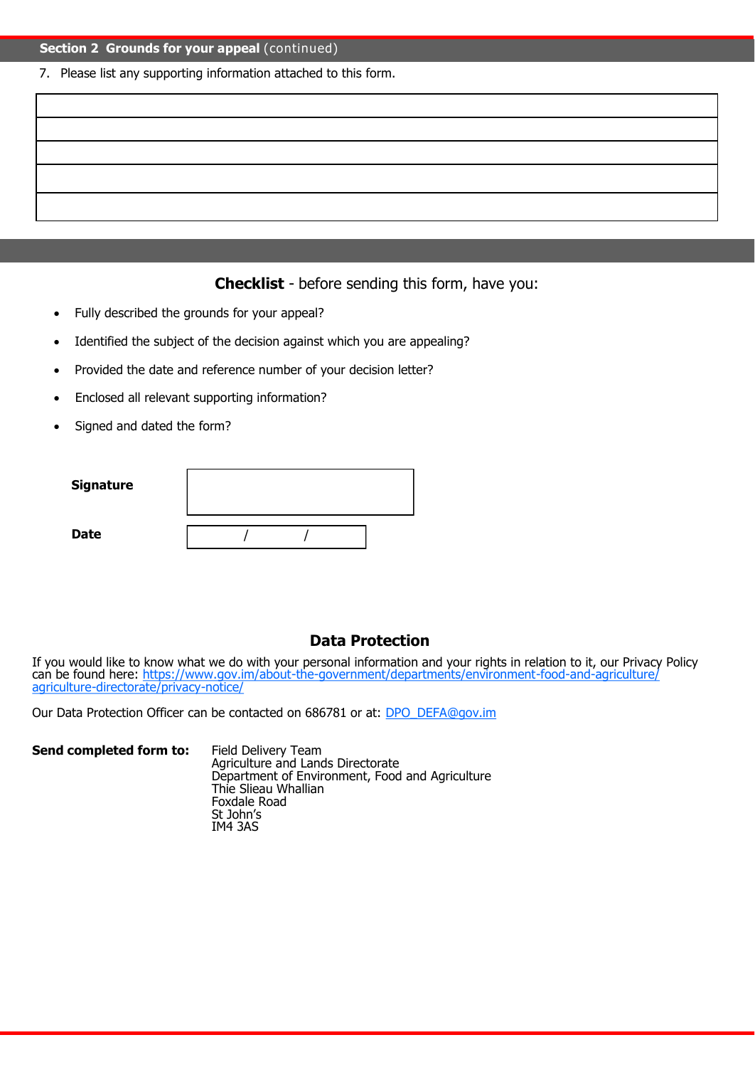## Section 2 Grounds for your appeal (continued)

7. Please list any supporting information attached to this form.

| |
|---|
| |
| |
| |
| |
| |

### **Checklist** - before sending this form, have you:

- Fully described the grounds for your appeal?
- Identified the subject of the decision against which you are appealing?
- Provided the date and reference number of your decision letter?
- Enclosed all relevant supporting information?
- Signed and dated the form?

**Signature**

**Date** / /

### Data Protection

If you would like to know what we do with your personal information and your rights in relation to it, our Privacy Policy can be found here: https://www.gov.im/about-the-government/departments/environment-food-and-agriculture/agriculture-directorate/privacy-notice/

Our Data Protection Officer can be contacted on 686781 or at: DPO_DEFA@gov.im

**Send completed form to:**

Field Delivery Team
Agriculture and Lands Directorate
Department of Environment, Food and Agriculture
Thie Slieau Whallian
Foxdale Road
St John's
IM4 3AS